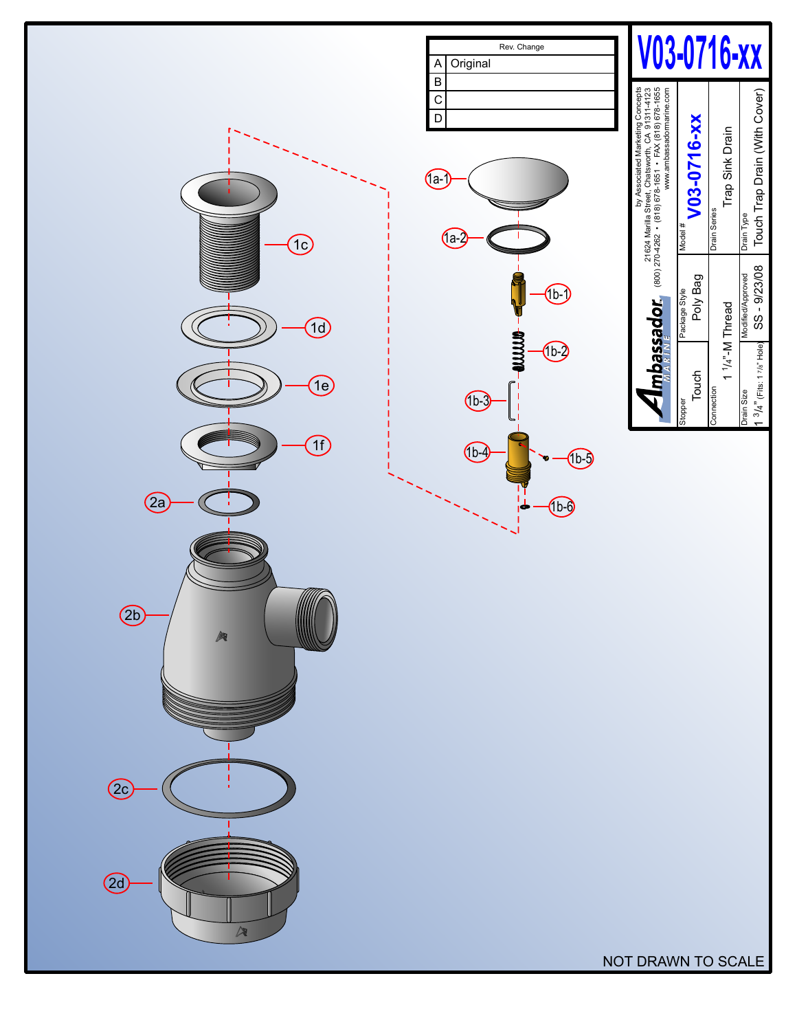# V03-0716-xx

| Rev. | Change |
|---|---|
| A | Original |
| B | |
| C | |
| D | |

**Ambassador MARINE**

by Associated Marketing Concepts
21624 Marilla Street, Chatsworth, CA 91311-4123
(800) 270-4262 • (818) 678-1651 • FAX (818) 678-1655
www.ambassadormarine.com

| Model # | Drain Series | Drain Type |
|---|---|---|
| V03-0716-xx | Trap Sink Drain | Touch Trap Drain (With Cover) |

| Stopper | Package Style | Connection | Drain Size | Modified/Approved |
|---|---|---|---|---|
| Touch | Poly Bag | 1 1/4"-M Thread | 1 3/4" (Fits: 1 7/8" Hole) | SS - 9/23/08 |

1a-1, 1a-2, 1b-1, 1b-2, 1b-3, 1b-4, 1b-5, 1b-6, 1c, 1d, 1e, 1f, 2a, 2b, 2c, 2d

NOT DRAWN TO SCALE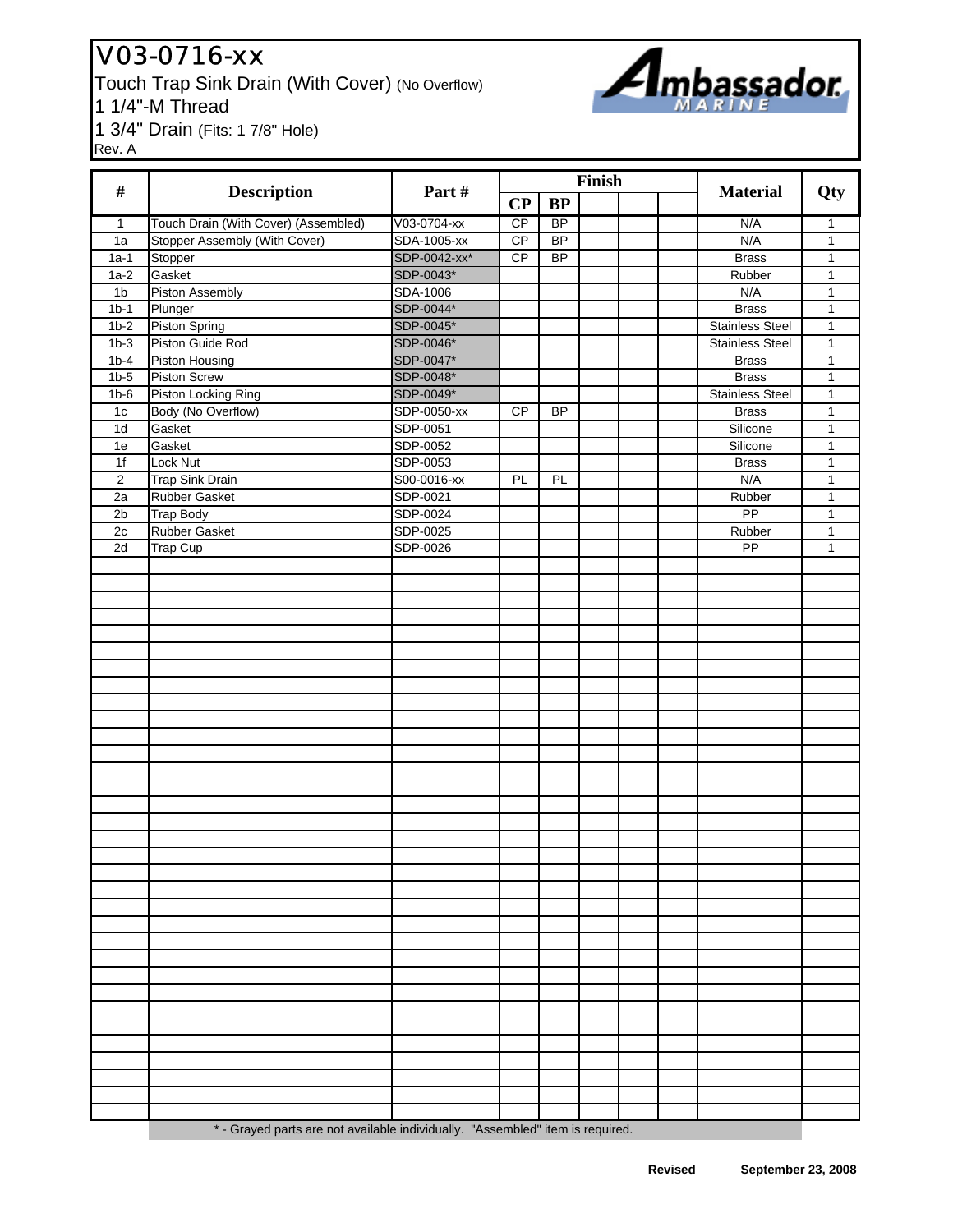# V03-0716-xx

Touch Trap Sink Drain (With Cover) (No Overflow)
1 1/4"-M Thread
1 3/4" Drain (Fits: 1 7/8" Hole)
Rev. A

Ambassador MARINE

| # | Description | Part # | Finish | | | | | Material | Qty |
|---|---|---|---|---|---|---|---|---|---|
| | | | CP | BP | | | | | |
| 1 | Touch Drain (With Cover) (Assembled) | V03-0704-xx | CP | BP | | | | N/A | 1 |
| 1a | Stopper Assembly (With Cover) | SDA-1005-xx | CP | BP | | | | N/A | 1 |
| 1a-1 | Stopper | SDP-0042-xx* | CP | BP | | | | Brass | 1 |
| 1a-2 | Gasket | SDP-0043* | | | | | | Rubber | 1 |
| 1b | Piston Assembly | SDA-1006 | | | | | | N/A | 1 |
| 1b-1 | Plunger | SDP-0044* | | | | | | Brass | 1 |
| 1b-2 | Piston Spring | SDP-0045* | | | | | | Stainless Steel | 1 |
| 1b-3 | Piston Guide Rod | SDP-0046* | | | | | | Stainless Steel | 1 |
| 1b-4 | Piston Housing | SDP-0047* | | | | | | Brass | 1 |
| 1b-5 | Piston Screw | SDP-0048* | | | | | | Brass | 1 |
| 1b-6 | Piston Locking Ring | SDP-0049* | | | | | | Stainless Steel | 1 |
| 1c | Body (No Overflow) | SDP-0050-xx | CP | BP | | | | Brass | 1 |
| 1d | Gasket | SDP-0051 | | | | | | Silicone | 1 |
| 1e | Gasket | SDP-0052 | | | | | | Silicone | 1 |
| 1f | Lock Nut | SDP-0053 | | | | | | Brass | 1 |
| 2 | Trap Sink Drain | S00-0016-xx | PL | PL | | | | N/A | 1 |
| 2a | Rubber Gasket | SDP-0021 | | | | | | Rubber | 1 |
| 2b | Trap Body | SDP-0024 | | | | | | PP | 1 |
| 2c | Rubber Gasket | SDP-0025 | | | | | | Rubber | 1 |
| 2d | Trap Cup | SDP-0026 | | | | | | PP | 1 |

* - Grayed parts are not available individually. "Assembled" item is required.

**Revised** **September 23, 2008**